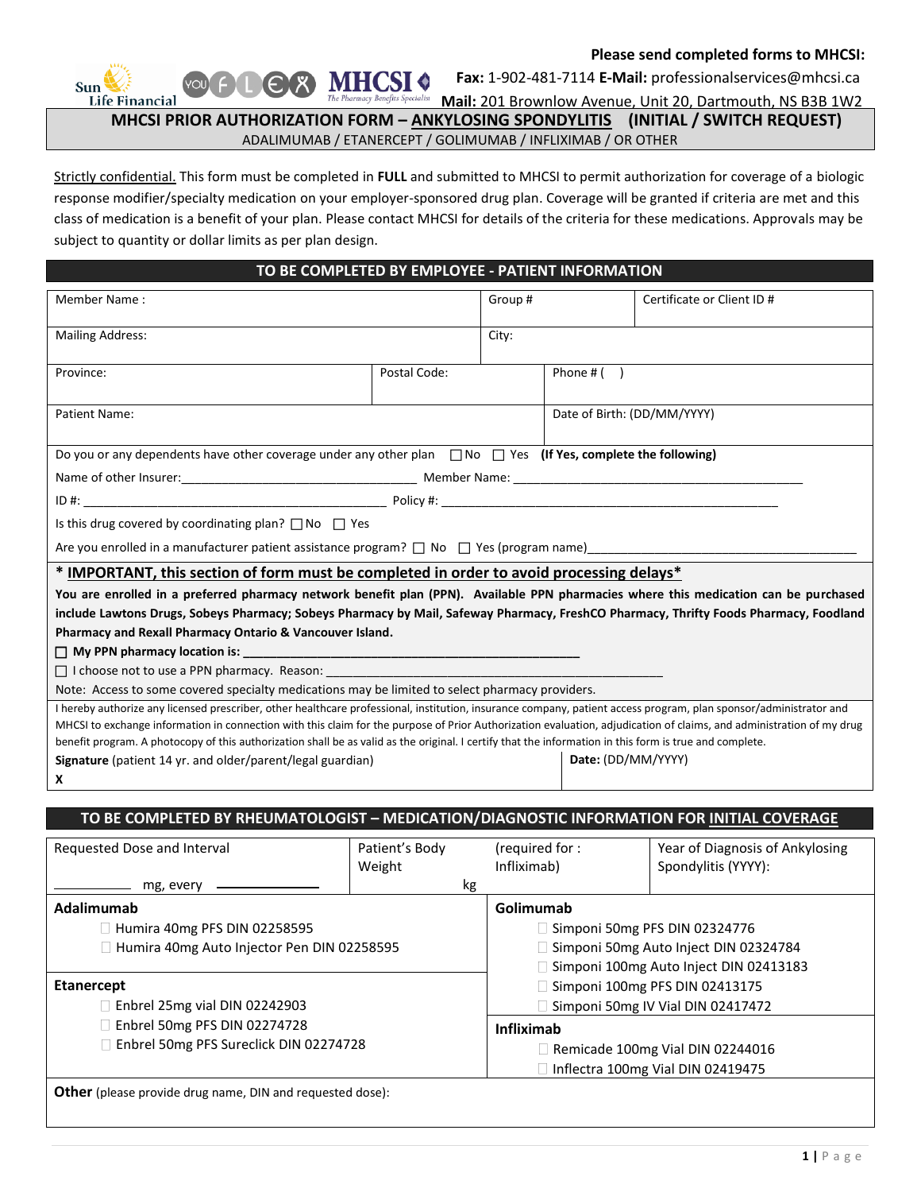**Please send completed forms to MHCSI:**

**Fax:** 1-902-481-7114 **E-Mail:** professionalservices@mhcsi.ca

**Mail:** 201 Brownlow Avenue, Unit 20, Dartmouth, NS B3B 1W2

# MHCSI PRIOR AUTHORIZATION FORM – ANKYLOSING SPONDYLITIS (INITIAL / SWITCH REQUEST)

ADALIMUMAB / ETANERCEPT / GOLIMUMAB / INFLIXIMAB / OR OTHER

Strictly confidential. This form must be completed in **FULL** and submitted to MHCSI to permit authorization for coverage of a biologic response modifier/specialty medication on your employer-sponsored drug plan. Coverage will be granted if criteria are met and this class of medication is a benefit of your plan. Please contact MHCSI for details of the criteria for these medications. Approvals may be subject to quantity or dollar limits as per plan design.

## TO BE COMPLETED BY EMPLOYEE - PATIENT INFORMATION

| Member Name : | Group # | Certificate or Client ID # |
|---|---|---|
| Mailing Address: | City: | |

| Province: | Postal Code: | Phone # ( ) |
|---|---|---|
| Patient Name: | | Date of Birth: (DD/MM/YYYY) |

Do you or any dependents have other coverage under any other plan ☐ No ☐ Yes **(If Yes, complete the following)**

Name of other Insurer:_________________________________ Member Name: ___________________________________________

ID #: _____________________________________________ Policy #: _________________________________________________

Is this drug covered by coordinating plan? ☐ No ☐ Yes

Are you enrolled in a manufacturer patient assistance program? ☐ No ☐ Yes (program name)_____________________________________

**\* IMPORTANT, this section of form must be completed in order to avoid processing delays\***

**You are enrolled in a preferred pharmacy network benefit plan (PPN). Available PPN pharmacies where this medication can be purchased include Lawtons Drugs, Sobeys Pharmacy; Sobeys Pharmacy by Mail, Safeway Pharmacy, FreshCO Pharmacy, Thrifty Foods Pharmacy, Foodland Pharmacy and Rexall Pharmacy Ontario & Vancouver Island.**

☐ **My PPN pharmacy location is: _________________________________________________**

☐ I choose not to use a PPN pharmacy. Reason: _________________________________________________

Note: Access to some covered specialty medications may be limited to select pharmacy providers.

I hereby authorize any licensed prescriber, other healthcare professional, institution, insurance company, patient access program, plan sponsor/administrator and MHCSI to exchange information in connection with this claim for the purpose of Prior Authorization evaluation, adjudication of claims, and administration of my drug benefit program. A photocopy of this authorization shall be as valid as the original. I certify that the information in this form is true and complete.

| **Signature** (patient 14 yr. and older/parent/legal guardian) X | **Date:** (DD/MM/YYYY) |
|---|---|

## TO BE COMPLETED BY RHEUMATOLOGIST – MEDICATION/DIAGNOSTIC INFORMATION FOR INITIAL COVERAGE

| Requested Dose and Interval ________ mg, every __________ | Patient's Body Weight kg | (required for : Infliximab) | Year of Diagnosis of Ankylosing Spondylitis (YYYY): |
|---|---|---|---|

**Adalimumab**
- ☐ Humira 40mg PFS DIN 02258595
- ☐ Humira 40mg Auto Injector Pen DIN 02258595

**Etanercept**
- ☐ Enbrel 25mg vial DIN 02242903
- ☐ Enbrel 50mg PFS DIN 02274728
- ☐ Enbrel 50mg PFS Sureclick DIN 02274728

**Golimumab**
- ☐ Simponi 50mg PFS DIN 02324776
- ☐ Simponi 50mg Auto Inject DIN 02324784
- ☐ Simponi 100mg Auto Inject DIN 02413183
- ☐ Simponi 100mg PFS DIN 02413175
- ☐ Simponi 50mg IV Vial DIN 02417472

**Infliximab**
- ☐ Remicade 100mg Vial DIN 02244016
- ☐ Inflectra 100mg Vial DIN 02419475

**Other** (please provide drug name, DIN and requested dose):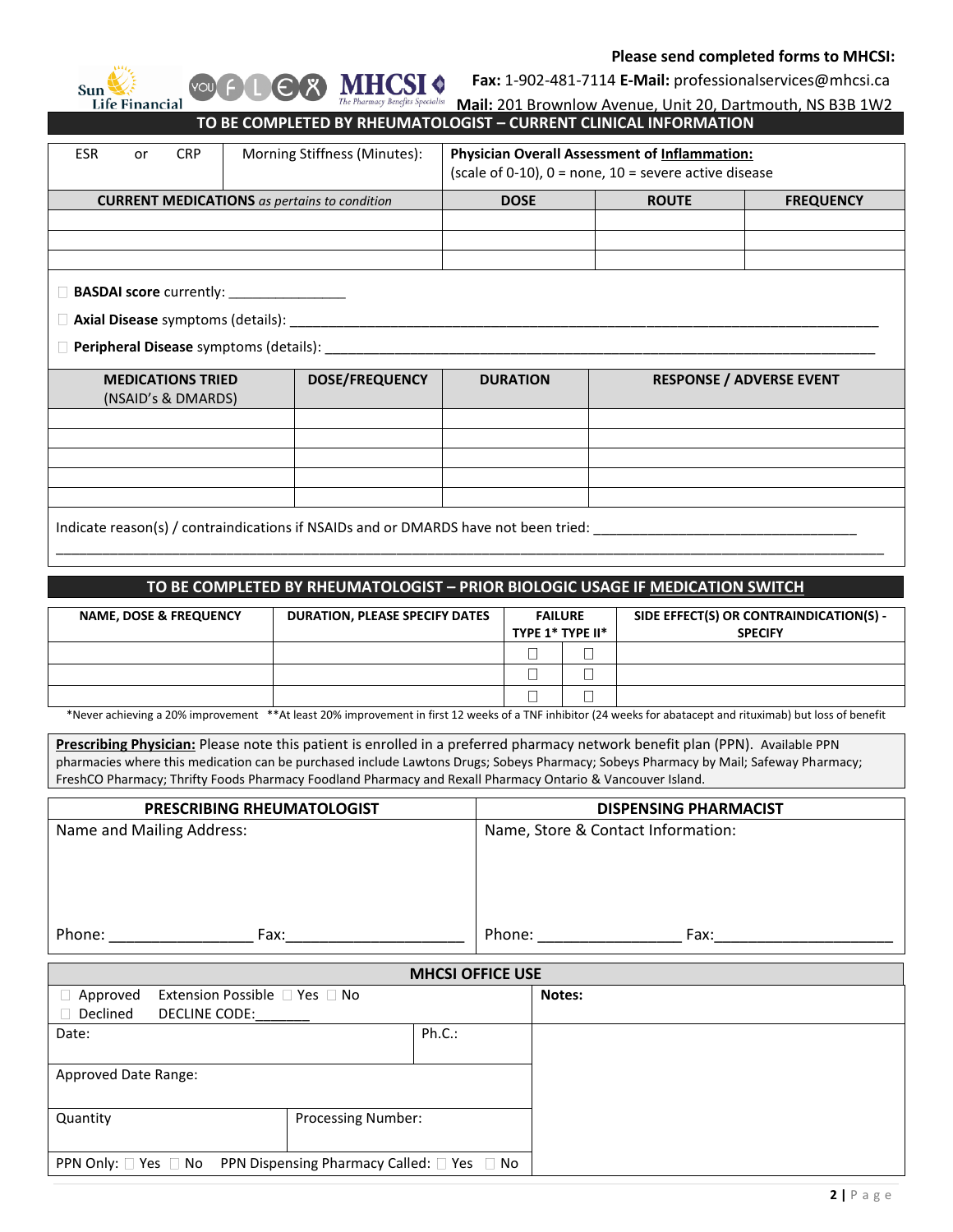Please send completed forms to MHCSI:

**Fax:** 1-902-481-7114 **E-Mail:** professionalservices@mhcsi.ca

**Mail:** 201 Brownlow Avenue, Unit 20, Dartmouth, NS B3B 1W2

## TO BE COMPLETED BY RHEUMATOLOGIST – CURRENT CLINICAL INFORMATION

| ESR or CRP | Morning Stiffness (Minutes): | **Physician Overall Assessment of Inflammation:** (scale of 0-10), 0 = none, 10 = severe active disease |
|---|---|---|

| **CURRENT MEDICATIONS** *as pertains to condition* | **DOSE** | **ROUTE** | **FREQUENCY** |
|---|---|---|---|
| | | | |
| | | | |
| | | | |

☐ **BASDAI score** currently: _______________

☐ **Axial Disease** symptoms (details): ____________________________________________________________________________

☐ **Peripheral Disease** symptoms (details): ________________________________________________________________________

| **MEDICATIONS TRIED** (NSAID's & DMARDS) | **DOSE/FREQUENCY** | **DURATION** | **RESPONSE / ADVERSE EVENT** |
|---|---|---|---|
| | | | |
| | | | |
| | | | |
| | | | |
| | | | |

Indicate reason(s) / contraindications if NSAIDs and or DMARDS have not been tried: _________________________________
_____________________________________________________________________________________________________

## TO BE COMPLETED BY RHEUMATOLOGIST – PRIOR BIOLOGIC USAGE IF MEDICATION SWITCH

| **NAME, DOSE & FREQUENCY** | **DURATION, PLEASE SPECIFY DATES** | **FAILURE TYPE 1*** | **TYPE II*** | **SIDE EFFECT(S) OR CONTRAINDICATION(S) - SPECIFY** |
|---|---|---|---|---|
| | | ☐ | ☐ | |
| | | ☐ | ☐ | |
| | | ☐ | ☐ | |

*Never achieving a 20% improvement **At least 20% improvement in first 12 weeks of a TNF inhibitor (24 weeks for abatacept and rituximab) but loss of benefit

**Prescribing Physician:** Please note this patient is enrolled in a preferred pharmacy network benefit plan (PPN). Available PPN pharmacies where this medication can be purchased include Lawtons Drugs; Sobeys Pharmacy; Sobeys Pharmacy by Mail; Safeway Pharmacy; FreshCO Pharmacy; Thrifty Foods Pharmacy Foodland Pharmacy and Rexall Pharmacy Ontario & Vancouver Island.

| **PRESCRIBING RHEUMATOLOGIST** | **DISPENSING PHARMACIST** |
|---|---|
| Name and Mailing Address: | Name, Store & Contact Information: |
| Phone: _________________ Fax:_____________________ | Phone: _________________ Fax:_____________________ |

## MHCSI OFFICE USE

| | | |
|---|---|---|
| ☐ Approved Extension Possible ☐ Yes ☐ No<br>☐ Declined DECLINE CODE:_______ | | **Notes:** |
| Date: | Ph.C.: | |
| Approved Date Range: | | |
| Quantity | Processing Number: | |
| PPN Only: ☐ Yes ☐ No PPN Dispensing Pharmacy Called: ☐ Yes ☐ No | | |